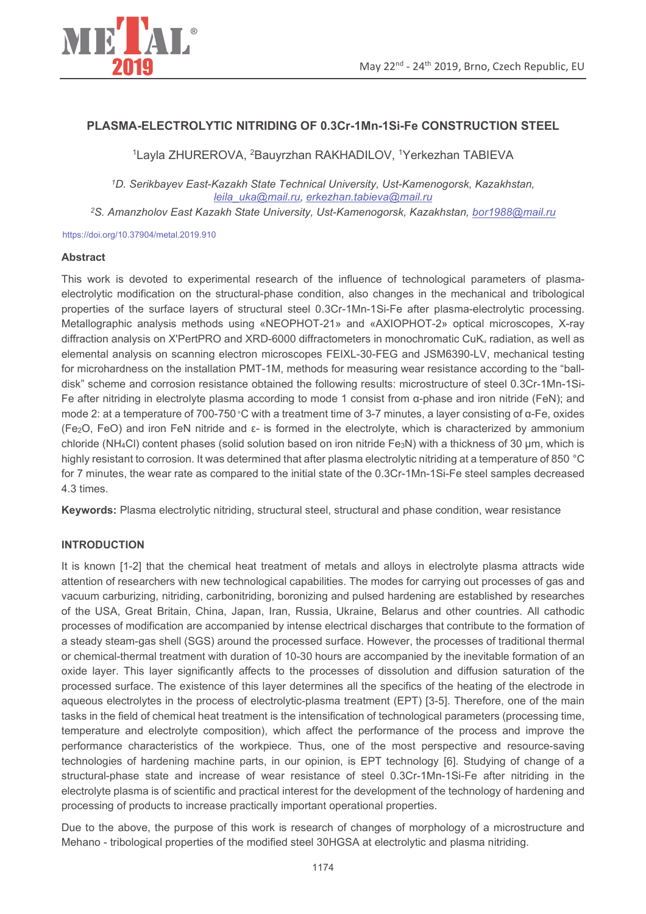# PLASMA-ELECTROLYTIC NITRIDING OF 0.3Cr-1Mn-1Si-Fe CONSTRUCTION STEEL

[1]Layla ZHUREROVA, [2]Bauyrzhan RAKHADILOV, [1]Yerkezhan TABIEVA

*[1]D. Serikbayev East-Kazakh State Technical University, Ust-Kamenogorsk, Kazakhstan,* leila_uka@mail.ru, erkezhan.tabieva@mail.ru

*[2]S. Amanzholov East Kazakh State University, Ust-Kamenogorsk, Kazakhstan,* bor1988@mail.ru

https://doi.org/10.37904/metal.2019.910

## Abstract

This work is devoted to experimental research of the influence of technological parameters of plasma-electrolytic modification on the structural-phase condition, also changes in the mechanical and tribological properties of the surface layers of structural steel 0.3Cr-1Mn-1Si-Fe after plasma-electrolytic processing. Metallographic analysis methods using «NEOPHOT-21» and «AXIOPHOT-2» optical microscopes, X-ray diffraction analysis on X'PertPRO and XRD-6000 diffractometers in monochromatic $CuK_{\alpha}$ radiation, as well as elemental analysis on scanning electron microscopes FEIXL-30-FEG and JSM6390-LV, mechanical testing for microhardness on the installation PMT-1M, methods for measuring wear resistance according to the "ball-disk" scheme and corrosion resistance obtained the following results: microstructure of steel 0.3Cr-1Mn-1Si-Fe after nitriding in electrolyte plasma according to mode 1 consist from α-phase and iron nitride (FeN); and mode 2: at a temperature of 700-750 °C with a treatment time of 3-7 minutes, a layer consisting of α-Fe, oxides ($Fe_2O$, FeO) and iron FeN nitride and ε- is formed in the electrolyte, which is characterized by ammonium chloride ($NH_4Cl$) content phases (solid solution based on iron nitride $Fe_3N$) with a thickness of 30 μm, which is highly resistant to corrosion. It was determined that after plasma electrolytic nitriding at a temperature of 850 °C for 7 minutes, the wear rate as compared to the initial state of the 0.3Cr-1Mn-1Si-Fe steel samples decreased 4.3 times.

**Keywords:** Plasma electrolytic nitriding, structural steel, structural and phase condition, wear resistance

## INTRODUCTION

It is known [1-2] that the chemical heat treatment of metals and alloys in electrolyte plasma attracts wide attention of researchers with new technological capabilities. The modes for carrying out processes of gas and vacuum carburizing, nitriding, carbonitriding, boronizing and pulsed hardening are established by researches of the USA, Great Britain, China, Japan, Iran, Russia, Ukraine, Belarus and other countries. All cathodic processes of modification are accompanied by intense electrical discharges that contribute to the formation of a steady steam-gas shell (SGS) around the processed surface. However, the processes of traditional thermal or chemical-thermal treatment with duration of 10-30 hours are accompanied by the inevitable formation of an oxide layer. This layer significantly affects to the processes of dissolution and diffusion saturation of the processed surface. The existence of this layer determines all the specifics of the heating of the electrode in aqueous electrolytes in the process of electrolytic-plasma treatment (EPT) [3-5]. Therefore, one of the main tasks in the field of chemical heat treatment is the intensification of technological parameters (processing time, temperature and electrolyte composition), which affect the performance of the process and improve the performance characteristics of the workpiece. Thus, one of the most perspective and resource-saving technologies of hardening machine parts, in our opinion, is EPT technology [6]. Studying of change of a structural-phase state and increase of wear resistance of steel 0.3Cr-1Mn-1Si-Fe after nitriding in the electrolyte plasma is of scientific and practical interest for the development of the technology of hardening and processing of products to increase practically important operational properties.

Due to the above, the purpose of this work is research of changes of morphology of a microstructure and Mehano - tribological properties of the modified steel 30HGSA at electrolytic and plasma nitriding.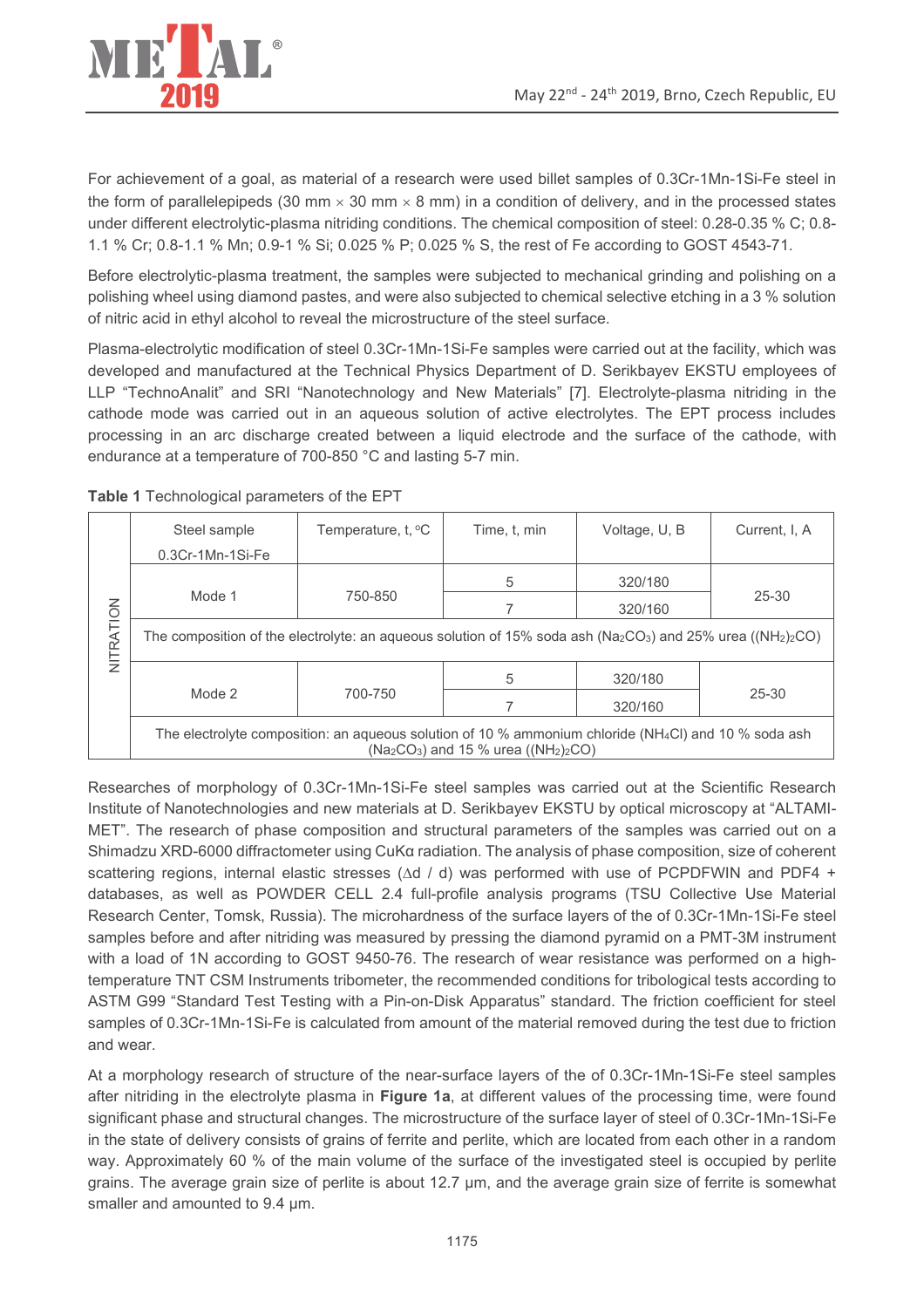For achievement of a goal, as material of a research were used billet samples of 0.3Cr-1Mn-1Si-Fe steel in the form of parallelepipeds (30 mm × 30 mm × 8 mm) in a condition of delivery, and in the processed states under different electrolytic-plasma nitriding conditions. The chemical composition of steel: 0.28-0.35 % C; 0.8-1.1 % Cr; 0.8-1.1 % Mn; 0.9-1 % Si; 0.025 % P; 0.025 % S, the rest of Fe according to GOST 4543-71.

Before electrolytic-plasma treatment, the samples were subjected to mechanical grinding and polishing on a polishing wheel using diamond pastes, and were also subjected to chemical selective etching in a 3 % solution of nitric acid in ethyl alcohol to reveal the microstructure of the steel surface.

Plasma-electrolytic modification of steel 0.3Cr-1Mn-1Si-Fe samples were carried out at the facility, which was developed and manufactured at the Technical Physics Department of D. Serikbayev EKSTU employees of LLP "TechnoAnalit" and SRI "Nanotechnology and New Materials" [7]. Electrolyte-plasma nitriding in the cathode mode was carried out in an aqueous solution of active electrolytes. The EPT process includes processing in an arc discharge created between a liquid electrode and the surface of the cathode, with endurance at a temperature of 700-850 °C and lasting 5-7 min.

**Table 1** Technological parameters of the EPT

| | Steel sample 0.3Cr-1Mn-1Si-Fe | Temperature, t, °C | Time, t, min | Voltage, U, B | Current, I, A |
|---|---|---|---|---|---|
| NITRATION | Mode 1 | 750-850 | 5 | 320/180 | 25-30 |
| | | | 7 | 320/160 | |
| | The composition of the electrolyte: an aqueous solution of 15% soda ash ($Na_2CO_3$) and 25% urea ($(NH_2)_2CO$) | | | | |
| | Mode 2 | 700-750 | 5 | 320/180 | 25-30 |
| | | | 7 | 320/160 | |
| | The electrolyte composition: an aqueous solution of 10 % ammonium chloride ($NH_4Cl$) and 10 % soda ash ($Na_2CO_3$) and 15 % urea ($(NH_2)_2CO$) | | | | |

Researches of morphology of 0.3Cr-1Mn-1Si-Fe steel samples was carried out at the Scientific Research Institute of Nanotechnologies and new materials at D. Serikbayev EKSTU by optical microscopy at "ALTAMI-MET". The research of phase composition and structural parameters of the samples was carried out on a Shimadzu XRD-6000 diffractometer using CuKα radiation. The analysis of phase composition, size of coherent scattering regions, internal elastic stresses ($\Delta d$ / d) was performed with use of PCPDFWIN and PDF4 + databases, as well as POWDER CELL 2.4 full-profile analysis programs (TSU Collective Use Material Research Center, Tomsk, Russia). The microhardness of the surface layers of the of 0.3Cr-1Mn-1Si-Fe steel samples before and after nitriding was measured by pressing the diamond pyramid on a PMT-3M instrument with a load of 1N according to GOST 9450-76. The research of wear resistance was performed on a high-temperature TNT CSM Instruments tribometer, the recommended conditions for tribological tests according to ASTM G99 "Standard Test Testing with a Pin-on-Disk Apparatus" standard. The friction coefficient for steel samples of 0.3Cr-1Mn-1Si-Fe is calculated from amount of the material removed during the test due to friction and wear.

At a morphology research of structure of the near-surface layers of the of 0.3Cr-1Mn-1Si-Fe steel samples after nitriding in the electrolyte plasma in **Figure 1a**, at different values of the processing time, were found significant phase and structural changes. The microstructure of the surface layer of steel of 0.3Cr-1Mn-1Si-Fe in the state of delivery consists of grains of ferrite and perlite, which are located from each other in a random way. Approximately 60 % of the main volume of the surface of the investigated steel is occupied by perlite grains. The average grain size of perlite is about 12.7 μm, and the average grain size of ferrite is somewhat smaller and amounted to 9.4 μm.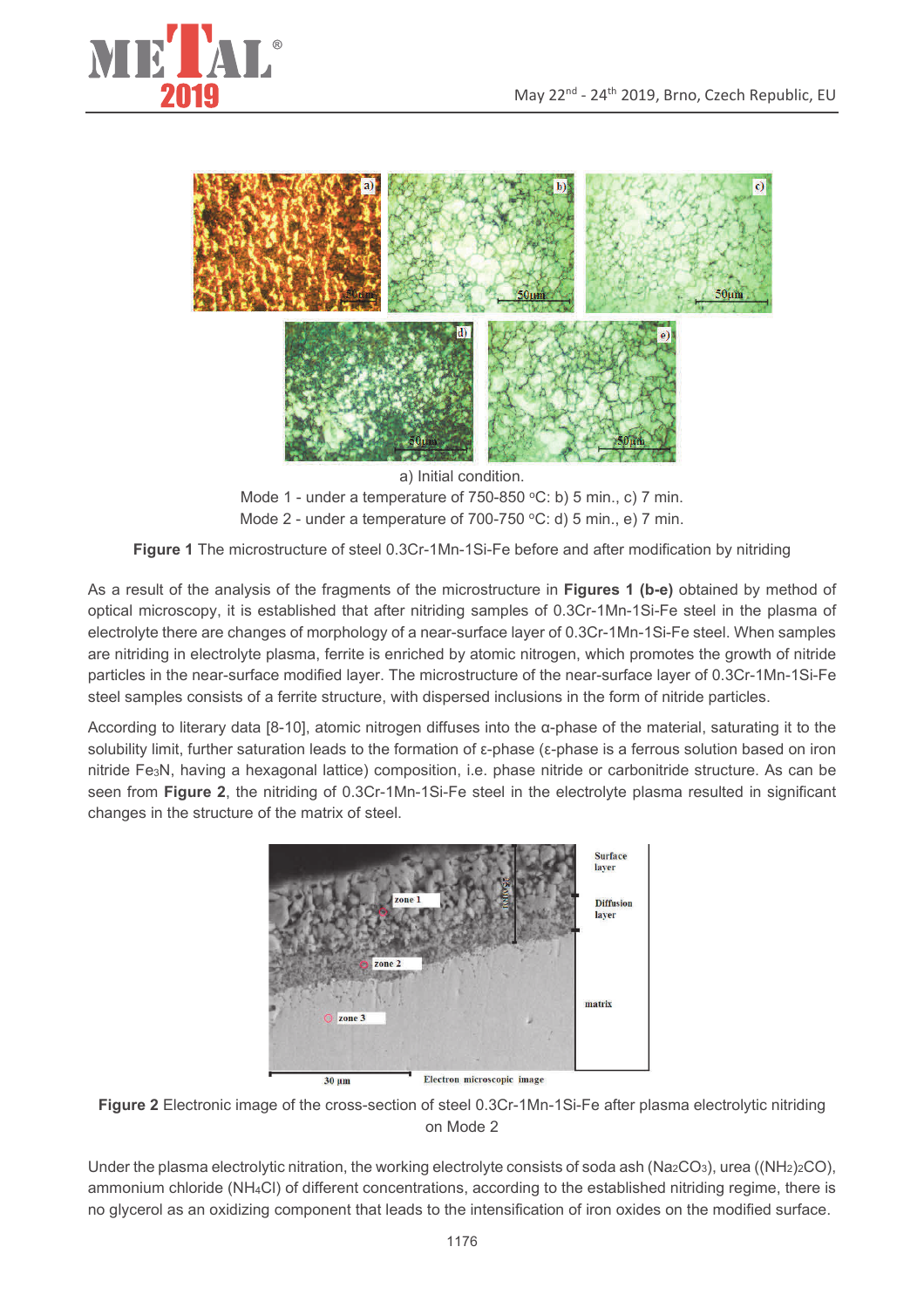a) Initial condition.

Mode 1 - under a temperature of 750-850 °C: b) 5 min., c) 7 min.

Mode 2 - under a temperature of 700-750 °C: d) 5 min., e) 7 min.

**Figure 1** The microstructure of steel 0.3Cr-1Mn-1Si-Fe before and after modification by nitriding

As a result of the analysis of the fragments of the microstructure in **Figures 1 (b-e)** obtained by method of optical microscopy, it is established that after nitriding samples of 0.3Cr-1Mn-1Si-Fe steel in the plasma of electrolyte there are changes of morphology of a near-surface layer of 0.3Cr-1Mn-1Si-Fe steel. When samples are nitriding in electrolyte plasma, ferrite is enriched by atomic nitrogen, which promotes the growth of nitride particles in the near-surface modified layer. The microstructure of the near-surface layer of 0.3Cr-1Mn-1Si-Fe steel samples consists of a ferrite structure, with dispersed inclusions in the form of nitride particles.

According to literary data [8-10], atomic nitrogen diffuses into the α-phase of the material, saturating it to the solubility limit, further saturation leads to the formation of ε-phase (ε-phase is a ferrous solution based on iron nitride $Fe_3N$, having a hexagonal lattice) composition, i.e. phase nitride or carbonitride structure. As can be seen from **Figure 2**, the nitriding of 0.3Cr-1Mn-1Si-Fe steel in the electrolyte plasma resulted in significant changes in the structure of the matrix of steel.

**Figure 2** Electronic image of the cross-section of steel 0.3Cr-1Mn-1Si-Fe after plasma electrolytic nitriding on Mode 2

Under the plasma electrolytic nitration, the working electrolyte consists of soda ash ($Na_2CO_3$), urea ($(NH_2)_2CO$), ammonium chloride ($NH_4Cl$) of different concentrations, according to the established nitriding regime, there is no glycerol as an oxidizing component that leads to the intensification of iron oxides on the modified surface.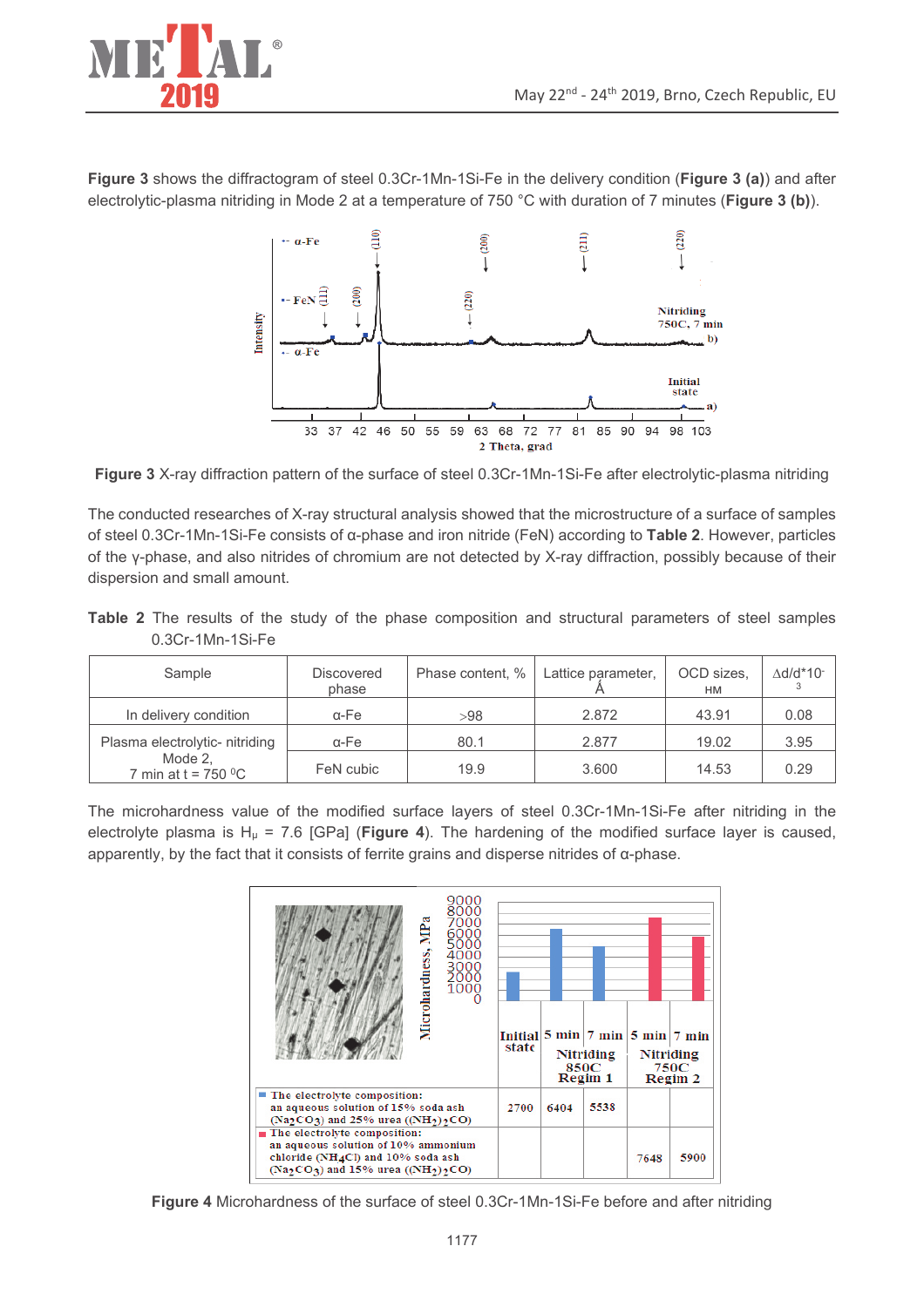**Figure 3** shows the diffractogram of steel 0.3Cr-1Mn-1Si-Fe in the delivery condition (**Figure 3 (a)**) and after electrolytic-plasma nitriding in Mode 2 at a temperature of 750 °C with duration of 7 minutes (**Figure 3 (b)**).

**Figure 3** X-ray diffraction pattern of the surface of steel 0.3Cr-1Mn-1Si-Fe after electrolytic-plasma nitriding

The conducted researches of X-ray structural analysis showed that the microstructure of a surface of samples of steel 0.3Cr-1Mn-1Si-Fe consists of α-phase and iron nitride (FeN) according to **Table 2**. However, particles of the γ-phase, and also nitrides of chromium are not detected by X-ray diffraction, possibly because of their dispersion and small amount.

**Table 2** The results of the study of the phase composition and structural parameters of steel samples 0.3Cr-1Mn-1Si-Fe

| Sample | Discovered phase | Phase content, % | Lattice parameter, Å | OCD sizes, нм | $\Delta d/d \cdot 10^{-3}$ |
|---|---|---|---|---|---|
| In delivery condition | α-Fe | >98 | 2.872 | 43.91 | 0.08 |
| Plasma electrolytic- nitriding Mode 2, 7 min at t = 750 $^0$C | α-Fe | 80.1 | 2.877 | 19.02 | 3.95 |
| | FeN cubic | 19.9 | 3.600 | 14.53 | 0.29 |

The microhardness value of the modified surface layers of steel 0.3Cr-1Mn-1Si-Fe after nitriding in the electrolyte plasma is $H_\mu$ = 7.6 [GPa] (**Figure 4**). The hardening of the modified surface layer is caused, apparently, by the fact that it consists of ferrite grains and disperse nitrides of α-phase.

| | Initial state | 5 min | 7 min | 5 min | 7 min |
|---|---|---|---|---|---|
| | | Nitriding 850C Regim 1 | | Nitriding 750C Regim 2 | |
| The electrolyte composition: an aqueous solution of 15% soda ash ($Na_2CO_3$) and 25% urea ($(NH_2)_2CO$) | 2700 | 6404 | 5538 | | |
| The electrolyte composition: an aqueous solution of 10% ammonium chloride ($NH_4Cl$) and 10% soda ash ($Na_2CO_3$) and 15% urea ($(NH_2)_2CO$) | | | | 7648 | 5900 |

**Figure 4** Microhardness of the surface of steel 0.3Cr-1Mn-1Si-Fe before and after nitriding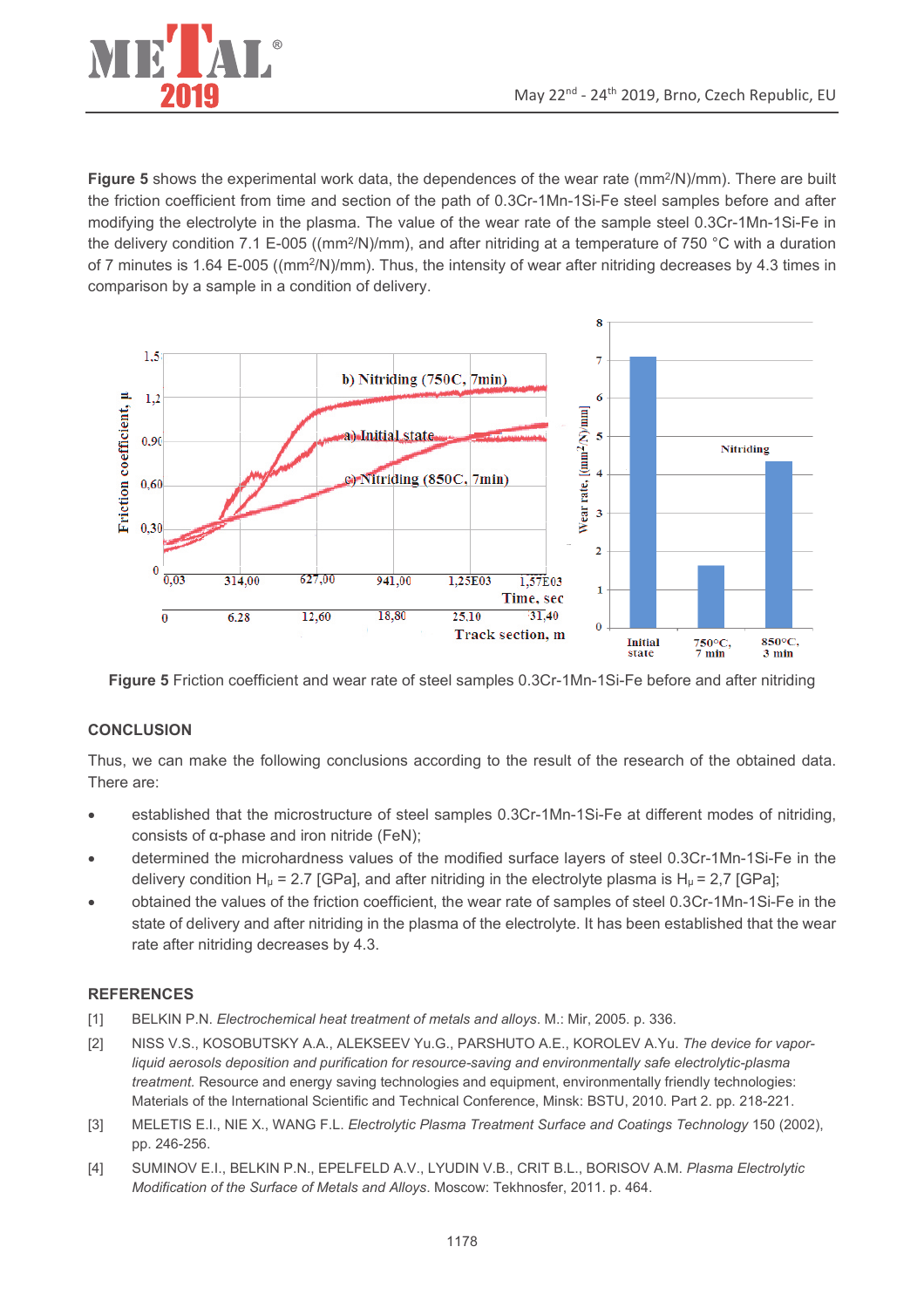**Figure 5** shows the experimental work data, the dependences of the wear rate ($mm^2$/N)/mm). There are built the friction coefficient from time and section of the path of 0.3Cr-1Mn-1Si-Fe steel samples before and after modifying the electrolyte in the plasma. The value of the wear rate of the sample steel 0.3Cr-1Mn-1Si-Fe in the delivery condition 7.1 E-005 (($mm^2$/N)/mm), and after nitriding at a temperature of 750 °C with a duration of 7 minutes is 1.64 E-005 (($mm^2$/N)/mm). Thus, the intensity of wear after nitriding decreases by 4.3 times in comparison by a sample in a condition of delivery.

**Figure 5** Friction coefficient and wear rate of steel samples 0.3Cr-1Mn-1Si-Fe before and after nitriding

## CONCLUSION

Thus, we can make the following conclusions according to the result of the research of the obtained data. There are:

- established that the microstructure of steel samples 0.3Cr-1Mn-1Si-Fe at different modes of nitriding, consists of α-phase and iron nitride (FeN);
- determined the microhardness values of the modified surface layers of steel 0.3Cr-1Mn-1Si-Fe in the delivery condition $H_\mu$ = 2.7 [GPa], and after nitriding in the electrolyte plasma is $H_\mu$ = 2,7 [GPa];
- obtained the values of the friction coefficient, the wear rate of samples of steel 0.3Cr-1Mn-1Si-Fe in the state of delivery and after nitriding in the plasma of the electrolyte. It has been established that the wear rate after nitriding decreases by 4.3.

## REFERENCES

[1] BELKIN P.N. *Electrochemical heat treatment of metals and alloys*. M.: Mir, 2005. p. 336.

[2] NISS V.S., KOSOBUTSKY A.A., ALEKSEEV Yu.G., PARSHUTO A.E., KOROLEV A.Yu. *The device for vapor-liquid aerosols deposition and purification for resource-saving and environmentally safe electrolytic-plasma treatment.* Resource and energy saving technologies and equipment, environmentally friendly technologies: Materials of the International Scientific and Technical Conference, Minsk: BSTU, 2010. Part 2. pp. 218-221.

[3] MELETIS E.I., NIE X., WANG F.L. *Electrolytic Plasma Treatment Surface and Coatings Technology* 150 (2002), pp. 246-256.

[4] SUMINOV E.I., BELKIN P.N., EPELFELD A.V., LYUDIN V.B., CRIT B.L., BORISOV A.M. *Plasma Electrolytic Modification of the Surface of Metals and Alloys*. Moscow: Tekhnosfer, 2011. p. 464.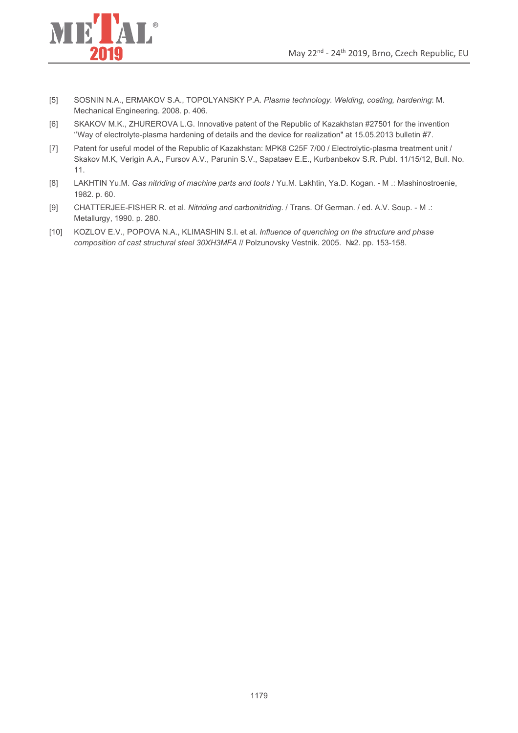[5] SOSNIN N.A., ERMAKOV S.A., TOPOLYANSKY P.A. *Plasma technology. Welding, coating, hardening*: M. Mechanical Engineering. 2008. p. 406.

[6] SKAKOV M.K., ZHUREROVA L.G. Innovative patent of the Republic of Kazakhstan #27501 for the invention ''Way of electrolyte-plasma hardening of details and the device for realization" at 15.05.2013 bulletin #7.

[7] Patent for useful model of the Republic of Kazakhstan: MPK8 C25F 7/00 / Electrolytic-plasma treatment unit / Skakov M.K, Verigin A.A., Fursov A.V., Parunin S.V., Sapataev E.E., Kurbanbekov S.R. Publ. 11/15/12, Bull. No. 11.

[8] LAKHTIN Yu.M. *Gas nitriding of machine parts and tools* / Yu.M. Lakhtin, Ya.D. Kogan. - M .: Mashinostroenie, 1982. p. 60.

[9] CHATTERJEE-FISHER R. et al. *Nitriding and carbonitriding*. / Trans. Of German. / ed. A.V. Soup. - M .: Metallurgy, 1990. p. 280.

[10] KOZLOV E.V., POPOVA N.A., KLIMASHIN S.I. et al. *Influence of quenching on the structure and phase composition of cast structural steel 30XH3MFA* // Polzunovsky Vestnik. 2005. №2. pp. 153-158.